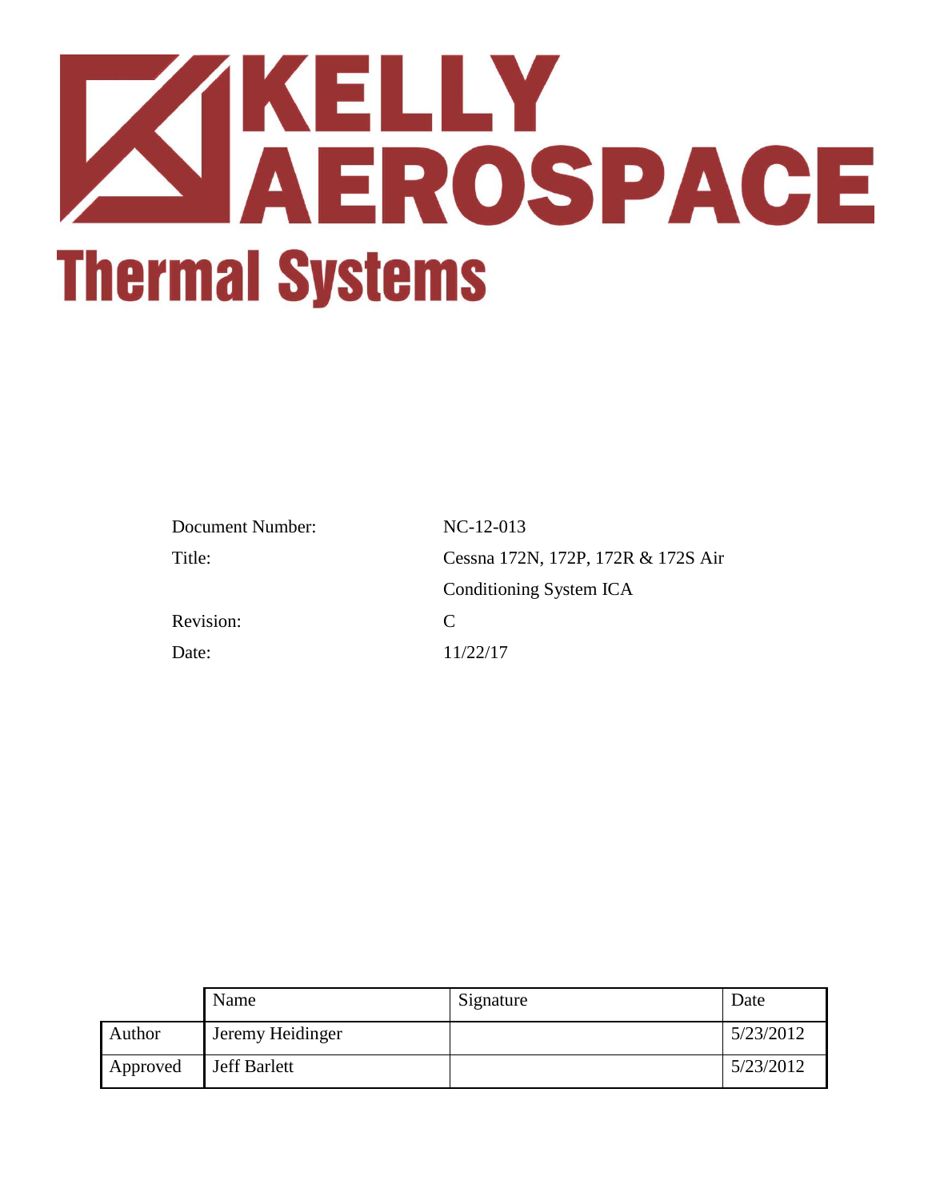# KELLY AEROSPACE

## Thermal Systems

| | |
|---|---|
| Document Number: | NC-12-013 |
| Title: | Cessna 172N, 172P, 172R & 172S Air Conditioning System ICA |
| Revision: | C |
| Date: | 11/22/17 |

| | Name | Signature | Date |
|---|---|---|---|
| Author | Jeremy Heidinger | | 5/23/2012 |
| Approved | Jeff Barlett | | 5/23/2012 |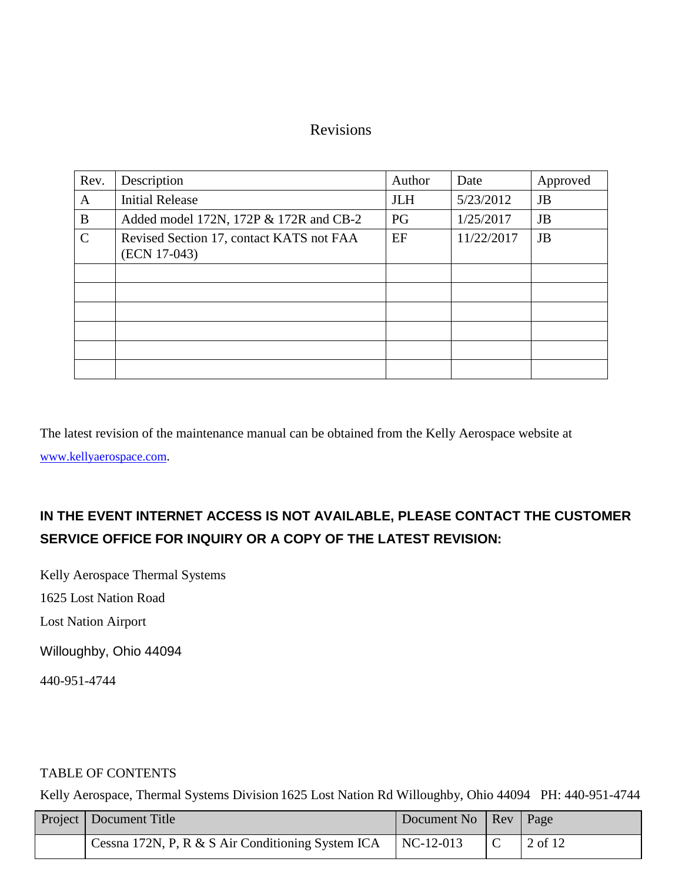# Revisions

| Rev. | Description | Author | Date | Approved |
|---|---|---|---|---|
| A | Initial Release | JLH | 5/23/2012 | JB |
| B | Added model 172N, 172P & 172R and CB-2 | PG | 1/25/2017 | JB |
| C | Revised Section 17, contact KATS not FAA (ECN 17-043) | EF | 11/22/2017 | JB |
| | | | | |
| | | | | |
| | | | | |
| | | | | |
| | | | | |
| | | | | |

The latest revision of the maintenance manual can be obtained from the Kelly Aerospace website at www.kellyaerospace.com.

**IN THE EVENT INTERNET ACCESS IS NOT AVAILABLE, PLEASE CONTACT THE CUSTOMER SERVICE OFFICE FOR INQUIRY OR A COPY OF THE LATEST REVISION:**

Kelly Aerospace Thermal Systems

1625 Lost Nation Road

Lost Nation Airport

Willoughby, Ohio 44094

440-951-4744

TABLE OF CONTENTS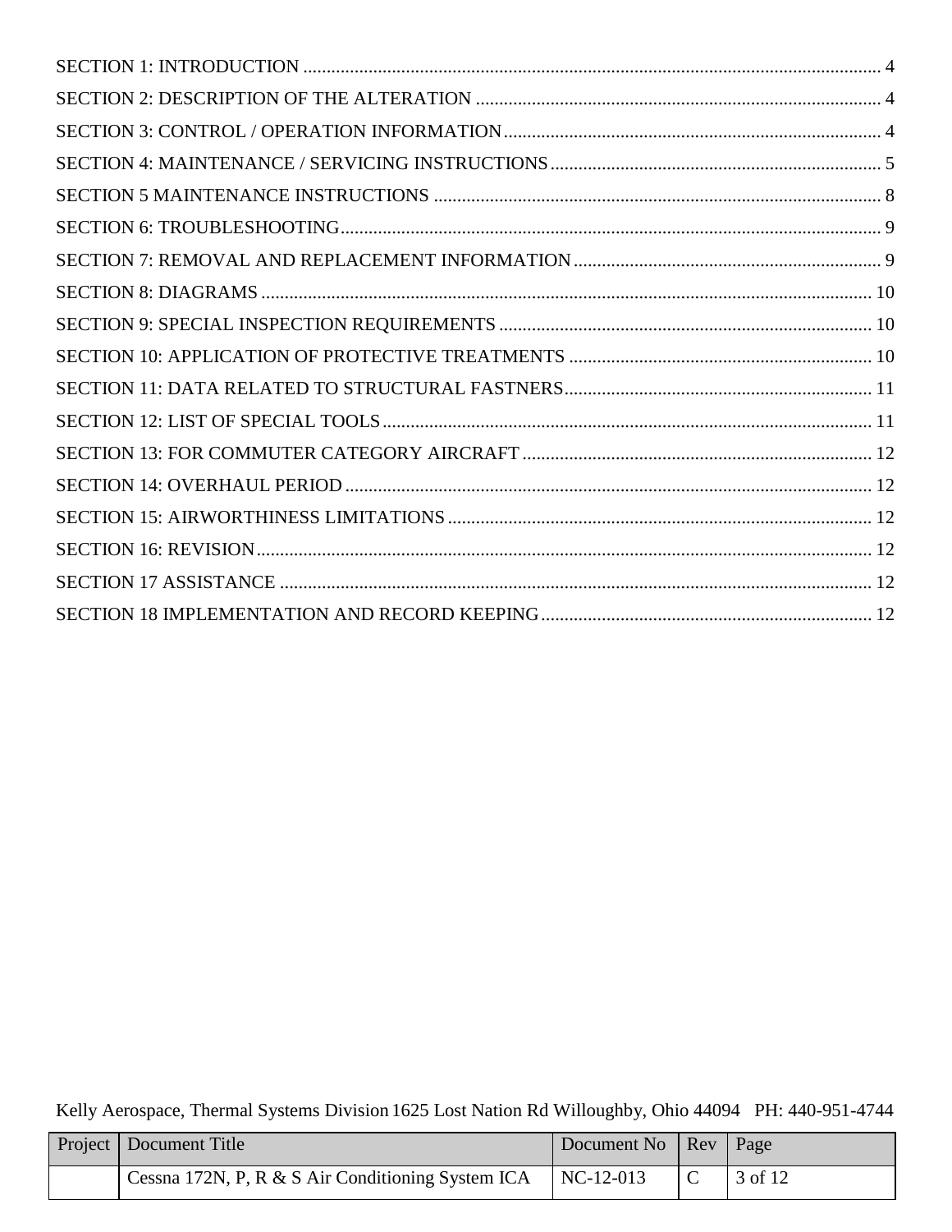SECTION 1: INTRODUCTION ........................................................................................................................ 4

SECTION 2: DESCRIPTION OF THE ALTERATION ........................................................................................ 4

SECTION 3: CONTROL / OPERATION INFORMATION .................................................................................. 4

SECTION 4: MAINTENANCE / SERVICING INSTRUCTIONS ........................................................................ 5

SECTION 5 MAINTENANCE INSTRUCTIONS ................................................................................................ 8

SECTION 6: TROUBLESHOOTING ................................................................................................................... 9

SECTION 7: REMOVAL AND REPLACEMENT INFORMATION .................................................................. 9

SECTION 8: DIAGRAMS .................................................................................................................................. 10

SECTION 9: SPECIAL INSPECTION REQUIREMENTS ................................................................................ 10

SECTION 10: APPLICATION OF PROTECTIVE TREATMENTS ................................................................. 10

SECTION 11: DATA RELATED TO STRUCTURAL FASTNERS .................................................................. 11

SECTION 12: LIST OF SPECIAL TOOLS ......................................................................................................... 11

SECTION 13: FOR COMMUTER CATEGORY AIRCRAFT ............................................................................ 12

SECTION 14: OVERHAUL PERIOD ................................................................................................................. 12

SECTION 15: AIRWORTHINESS LIMITATIONS ........................................................................................... 12

SECTION 16: REVISION ................................................................................................................................... 12

SECTION 17 ASSISTANCE ............................................................................................................................... 12

SECTION 18 IMPLEMENTATION AND RECORD KEEPING ....................................................................... 12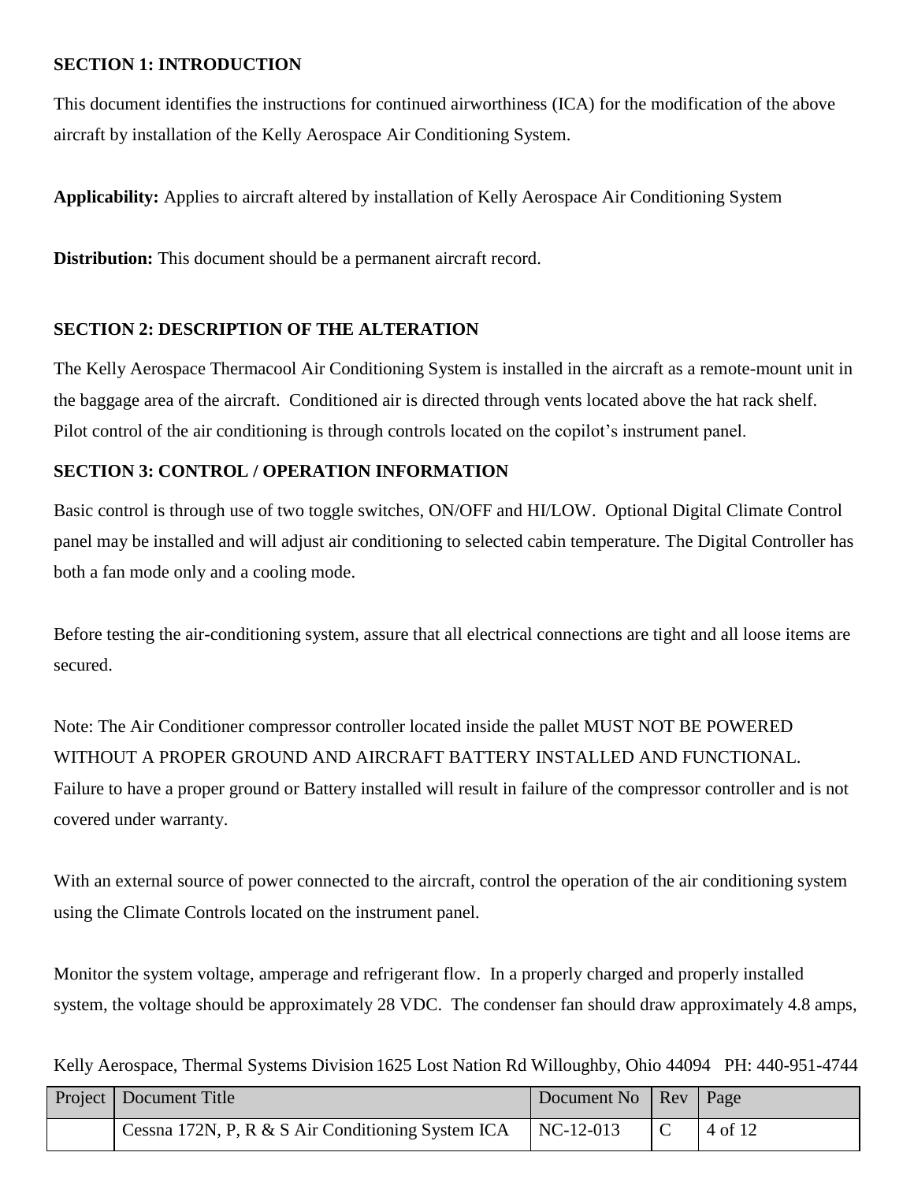## SECTION 1: INTRODUCTION

This document identifies the instructions for continued airworthiness (ICA) for the modification of the above aircraft by installation of the Kelly Aerospace Air Conditioning System.

**Applicability:** Applies to aircraft altered by installation of Kelly Aerospace Air Conditioning System

**Distribution:** This document should be a permanent aircraft record.

## SECTION 2: DESCRIPTION OF THE ALTERATION

The Kelly Aerospace Thermacool Air Conditioning System is installed in the aircraft as a remote-mount unit in the baggage area of the aircraft. Conditioned air is directed through vents located above the hat rack shelf. Pilot control of the air conditioning is through controls located on the copilot's instrument panel.

## SECTION 3: CONTROL / OPERATION INFORMATION

Basic control is through use of two toggle switches, ON/OFF and HI/LOW. Optional Digital Climate Control panel may be installed and will adjust air conditioning to selected cabin temperature. The Digital Controller has both a fan mode only and a cooling mode.

Before testing the air-conditioning system, assure that all electrical connections are tight and all loose items are secured.

Note: The Air Conditioner compressor controller located inside the pallet MUST NOT BE POWERED WITHOUT A PROPER GROUND AND AIRCRAFT BATTERY INSTALLED AND FUNCTIONAL. Failure to have a proper ground or Battery installed will result in failure of the compressor controller and is not covered under warranty.

With an external source of power connected to the aircraft, control the operation of the air conditioning system using the Climate Controls located on the instrument panel.

Monitor the system voltage, amperage and refrigerant flow. In a properly charged and properly installed system, the voltage should be approximately 28 VDC. The condenser fan should draw approximately 4.8 amps,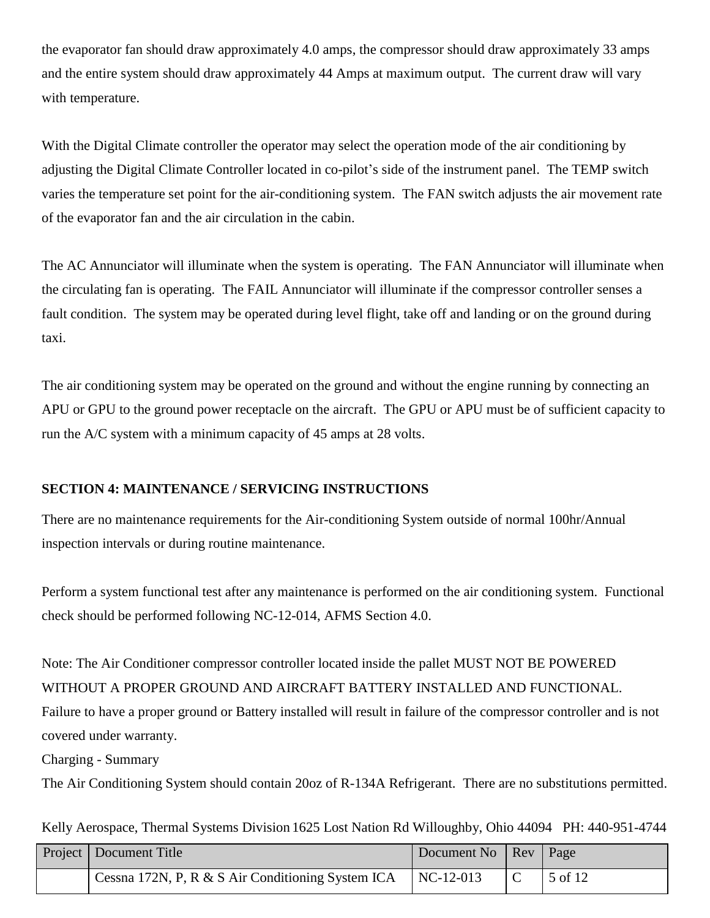the evaporator fan should draw approximately 4.0 amps, the compressor should draw approximately 33 amps and the entire system should draw approximately 44 Amps at maximum output. The current draw will vary with temperature.

With the Digital Climate controller the operator may select the operation mode of the air conditioning by adjusting the Digital Climate Controller located in co-pilot's side of the instrument panel. The TEMP switch varies the temperature set point for the air-conditioning system. The FAN switch adjusts the air movement rate of the evaporator fan and the air circulation in the cabin.

The AC Annunciator will illuminate when the system is operating. The FAN Annunciator will illuminate when the circulating fan is operating. The FAIL Annunciator will illuminate if the compressor controller senses a fault condition. The system may be operated during level flight, take off and landing or on the ground during taxi.

The air conditioning system may be operated on the ground and without the engine running by connecting an APU or GPU to the ground power receptacle on the aircraft. The GPU or APU must be of sufficient capacity to run the A/C system with a minimum capacity of 45 amps at 28 volts.

## SECTION 4: MAINTENANCE / SERVICING INSTRUCTIONS

There are no maintenance requirements for the Air-conditioning System outside of normal 100hr/Annual inspection intervals or during routine maintenance.

Perform a system functional test after any maintenance is performed on the air conditioning system. Functional check should be performed following NC-12-014, AFMS Section 4.0.

Note: The Air Conditioner compressor controller located inside the pallet MUST NOT BE POWERED WITHOUT A PROPER GROUND AND AIRCRAFT BATTERY INSTALLED AND FUNCTIONAL. Failure to have a proper ground or Battery installed will result in failure of the compressor controller and is not covered under warranty.

Charging - Summary

The Air Conditioning System should contain 20oz of R-134A Refrigerant. There are no substitutions permitted.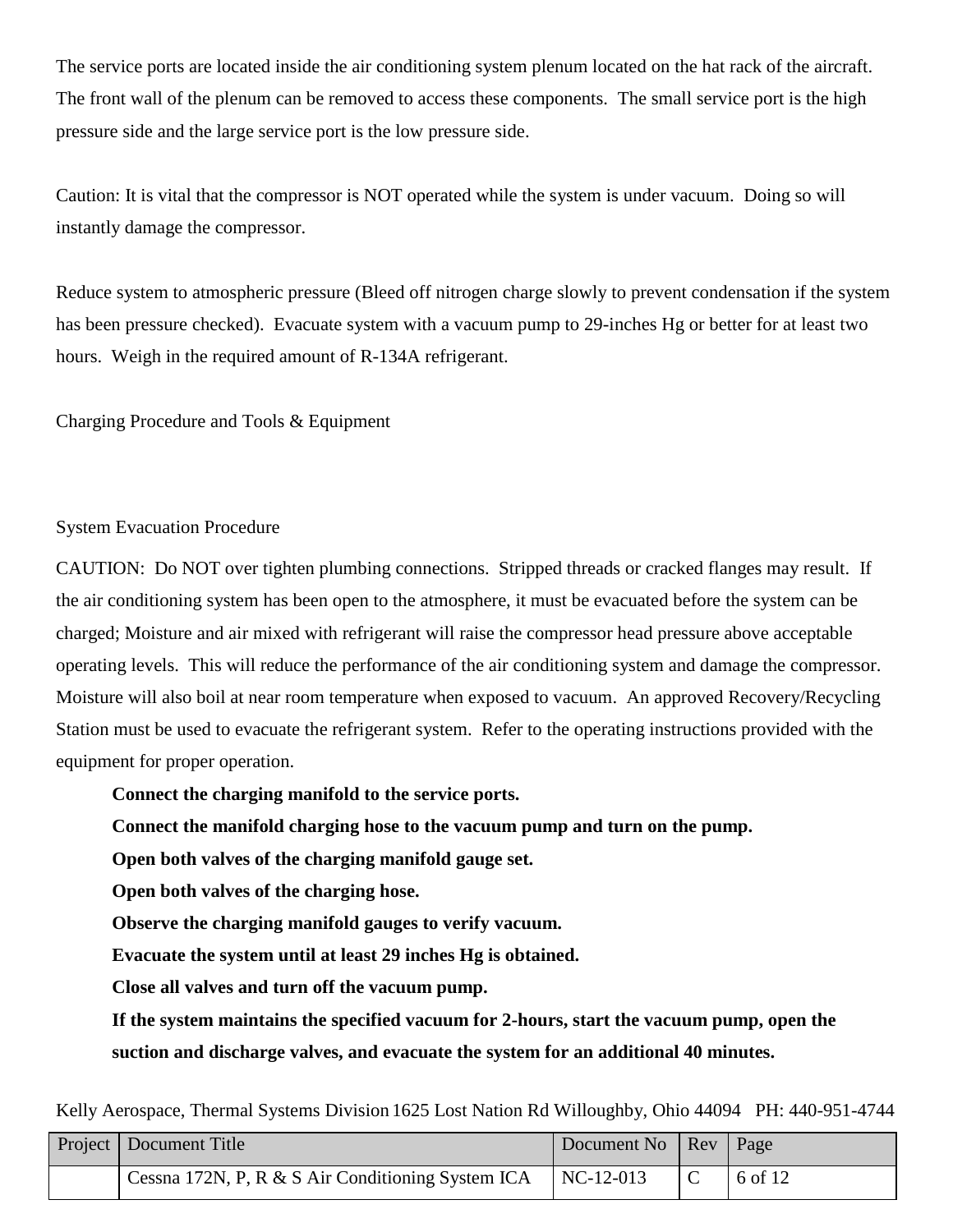The service ports are located inside the air conditioning system plenum located on the hat rack of the aircraft. The front wall of the plenum can be removed to access these components. The small service port is the high pressure side and the large service port is the low pressure side.

Caution: It is vital that the compressor is NOT operated while the system is under vacuum. Doing so will instantly damage the compressor.

Reduce system to atmospheric pressure (Bleed off nitrogen charge slowly to prevent condensation if the system has been pressure checked). Evacuate system with a vacuum pump to 29-inches Hg or better for at least two hours. Weigh in the required amount of R-134A refrigerant.

Charging Procedure and Tools & Equipment

System Evacuation Procedure

CAUTION: Do NOT over tighten plumbing connections. Stripped threads or cracked flanges may result. If the air conditioning system has been open to the atmosphere, it must be evacuated before the system can be charged; Moisture and air mixed with refrigerant will raise the compressor head pressure above acceptable operating levels. This will reduce the performance of the air conditioning system and damage the compressor. Moisture will also boil at near room temperature when exposed to vacuum. An approved Recovery/Recycling Station must be used to evacuate the refrigerant system. Refer to the operating instructions provided with the equipment for proper operation.

**Connect the charging manifold to the service ports.**

**Connect the manifold charging hose to the vacuum pump and turn on the pump.**

**Open both valves of the charging manifold gauge set.**

**Open both valves of the charging hose.**

**Observe the charging manifold gauges to verify vacuum.**

**Evacuate the system until at least 29 inches Hg is obtained.**

**Close all valves and turn off the vacuum pump.**

**If the system maintains the specified vacuum for 2-hours, start the vacuum pump, open the suction and discharge valves, and evacuate the system for an additional 40 minutes.**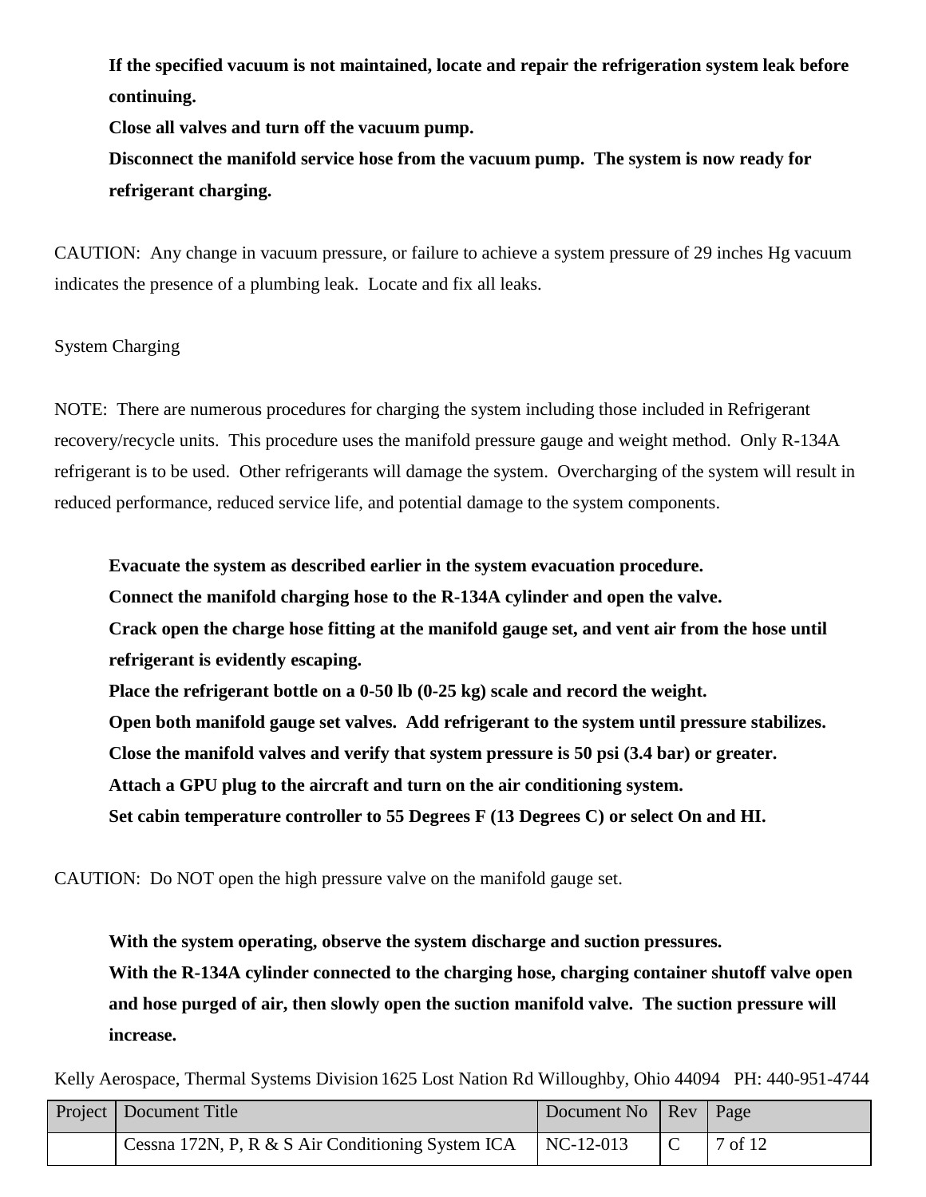**If the specified vacuum is not maintained, locate and repair the refrigeration system leak before continuing.**

**Close all valves and turn off the vacuum pump.**

**Disconnect the manifold service hose from the vacuum pump. The system is now ready for refrigerant charging.**

CAUTION: Any change in vacuum pressure, or failure to achieve a system pressure of 29 inches Hg vacuum indicates the presence of a plumbing leak. Locate and fix all leaks.

System Charging

NOTE: There are numerous procedures for charging the system including those included in Refrigerant recovery/recycle units. This procedure uses the manifold pressure gauge and weight method. Only R-134A refrigerant is to be used. Other refrigerants will damage the system. Overcharging of the system will result in reduced performance, reduced service life, and potential damage to the system components.

**Evacuate the system as described earlier in the system evacuation procedure.**

**Connect the manifold charging hose to the R-134A cylinder and open the valve.**

**Crack open the charge hose fitting at the manifold gauge set, and vent air from the hose until refrigerant is evidently escaping.**

**Place the refrigerant bottle on a 0-50 lb (0-25 kg) scale and record the weight.**

**Open both manifold gauge set valves. Add refrigerant to the system until pressure stabilizes.**

**Close the manifold valves and verify that system pressure is 50 psi (3.4 bar) or greater.**

**Attach a GPU plug to the aircraft and turn on the air conditioning system.**

**Set cabin temperature controller to 55 Degrees F (13 Degrees C) or select On and HI.**

CAUTION: Do NOT open the high pressure valve on the manifold gauge set.

**With the system operating, observe the system discharge and suction pressures.**

**With the R-134A cylinder connected to the charging hose, charging container shutoff valve open and hose purged of air, then slowly open the suction manifold valve. The suction pressure will increase.**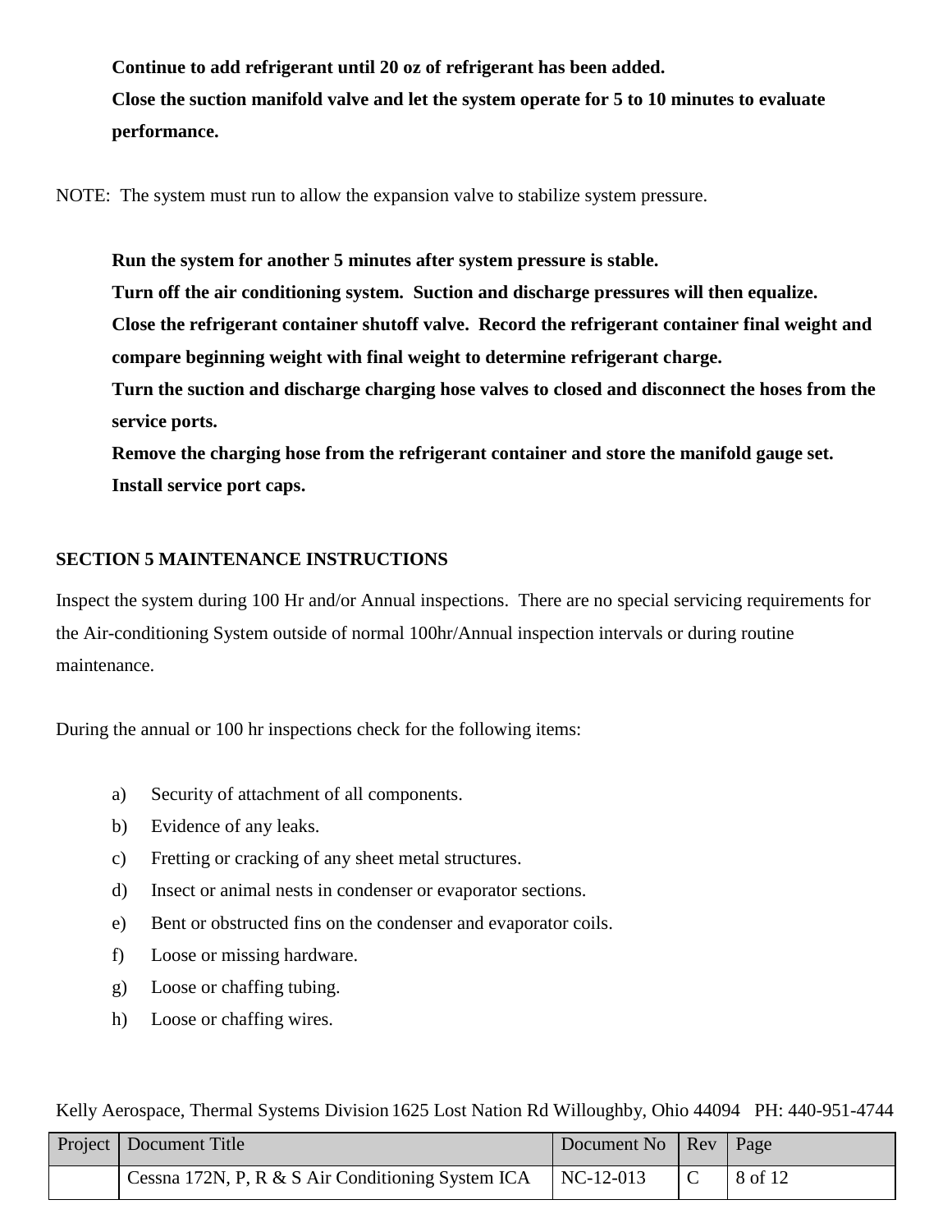**Continue to add refrigerant until 20 oz of refrigerant has been added.**

**Close the suction manifold valve and let the system operate for 5 to 10 minutes to evaluate performance.**

NOTE: The system must run to allow the expansion valve to stabilize system pressure.

**Run the system for another 5 minutes after system pressure is stable.**

**Turn off the air conditioning system. Suction and discharge pressures will then equalize.**

**Close the refrigerant container shutoff valve. Record the refrigerant container final weight and compare beginning weight with final weight to determine refrigerant charge.**

**Turn the suction and discharge charging hose valves to closed and disconnect the hoses from the service ports.**

**Remove the charging hose from the refrigerant container and store the manifold gauge set.**

**Install service port caps.**

## SECTION 5 MAINTENANCE INSTRUCTIONS

Inspect the system during 100 Hr and/or Annual inspections. There are no special servicing requirements for the Air-conditioning System outside of normal 100hr/Annual inspection intervals or during routine maintenance.

During the annual or 100 hr inspections check for the following items:

a) Security of attachment of all components.
b) Evidence of any leaks.
c) Fretting or cracking of any sheet metal structures.
d) Insect or animal nests in condenser or evaporator sections.
e) Bent or obstructed fins on the condenser and evaporator coils.
f) Loose or missing hardware.
g) Loose or chaffing tubing.
h) Loose or chaffing wires.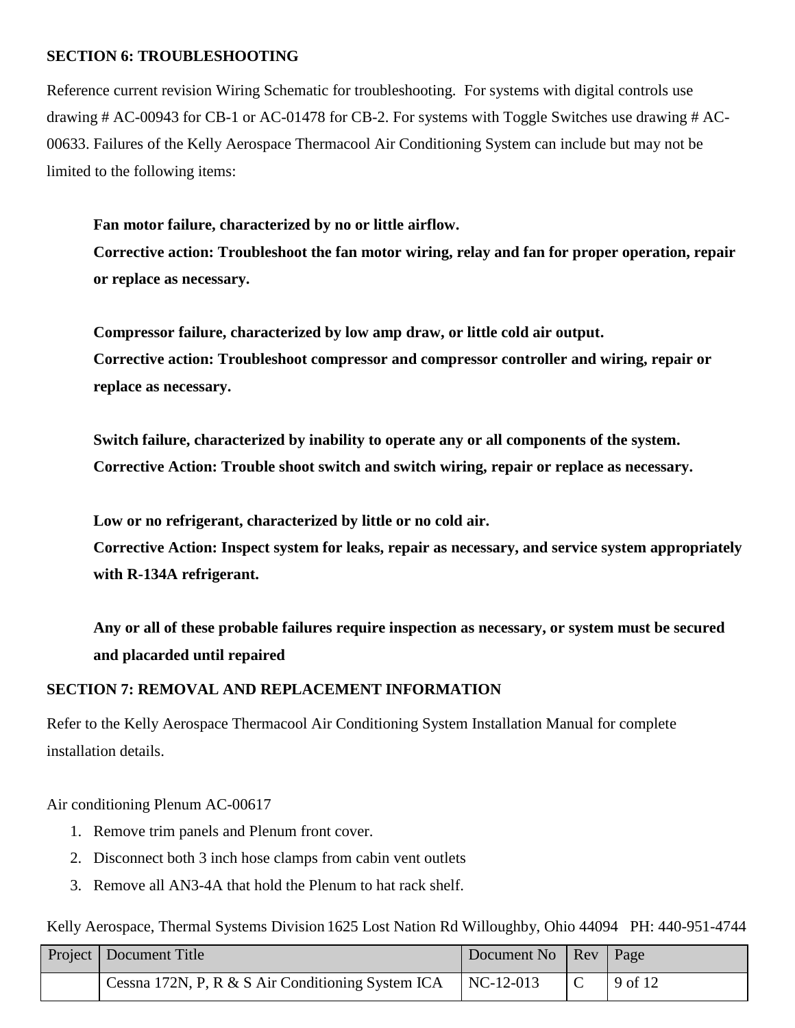## SECTION 6: TROUBLESHOOTING

Reference current revision Wiring Schematic for troubleshooting. For systems with digital controls use drawing # AC-00943 for CB-1 or AC-01478 for CB-2. For systems with Toggle Switches use drawing # AC-00633. Failures of the Kelly Aerospace Thermacool Air Conditioning System can include but may not be limited to the following items:

**Fan motor failure, characterized by no or little airflow.**
**Corrective action: Troubleshoot the fan motor wiring, relay and fan for proper operation, repair or replace as necessary.**

**Compressor failure, characterized by low amp draw, or little cold air output.**
**Corrective action: Troubleshoot compressor and compressor controller and wiring, repair or replace as necessary.**

**Switch failure, characterized by inability to operate any or all components of the system.**
**Corrective Action: Trouble shoot switch and switch wiring, repair or replace as necessary.**

**Low or no refrigerant, characterized by little or no cold air.**
**Corrective Action: Inspect system for leaks, repair as necessary, and service system appropriately with R-134A refrigerant.**

**Any or all of these probable failures require inspection as necessary, or system must be secured and placarded until repaired**

## SECTION 7: REMOVAL AND REPLACEMENT INFORMATION

Refer to the Kelly Aerospace Thermacool Air Conditioning System Installation Manual for complete installation details.

Air conditioning Plenum AC-00617

1. Remove trim panels and Plenum front cover.
2. Disconnect both 3 inch hose clamps from cabin vent outlets
3. Remove all AN3-4A that hold the Plenum to hat rack shelf.

Kelly Aerospace, Thermal Systems Division 1625 Lost Nation Rd Willoughby, Ohio 44094 PH: 440-951-4744

| Project | Document Title | Document No | Rev | Page |
|---|---|---|---|---|
| | Cessna 172N, P, R & S Air Conditioning System ICA | NC-12-013 | C | 9 of 12 |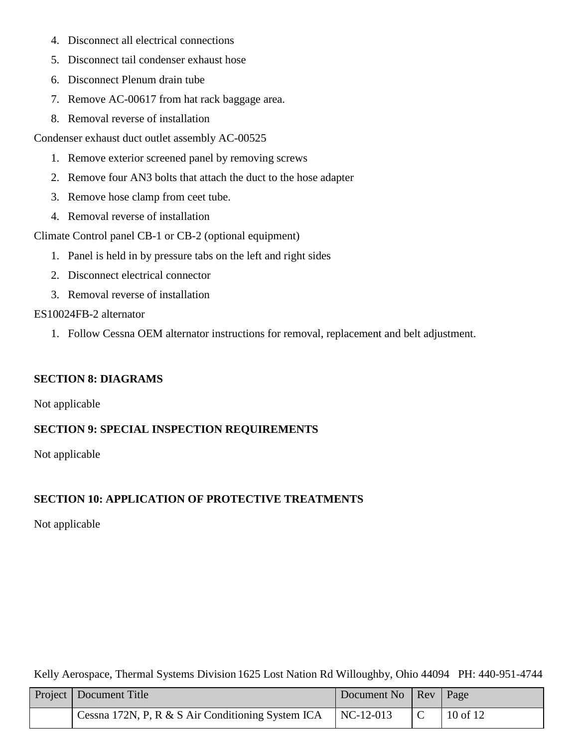4. Disconnect all electrical connections
5. Disconnect tail condenser exhaust hose
6. Disconnect Plenum drain tube
7. Remove AC-00617 from hat rack baggage area.
8. Removal reverse of installation

Condenser exhaust duct outlet assembly AC-00525

1. Remove exterior screened panel by removing screws
2. Remove four AN3 bolts that attach the duct to the hose adapter
3. Remove hose clamp from ceet tube.
4. Removal reverse of installation

Climate Control panel CB-1 or CB-2 (optional equipment)

1. Panel is held in by pressure tabs on the left and right sides
2. Disconnect electrical connector
3. Removal reverse of installation

ES10024FB-2 alternator

1. Follow Cessna OEM alternator instructions for removal, replacement and belt adjustment.

**SECTION 8: DIAGRAMS**

Not applicable

**SECTION 9: SPECIAL INSPECTION REQUIREMENTS**

Not applicable

**SECTION 10: APPLICATION OF PROTECTIVE TREATMENTS**

Not applicable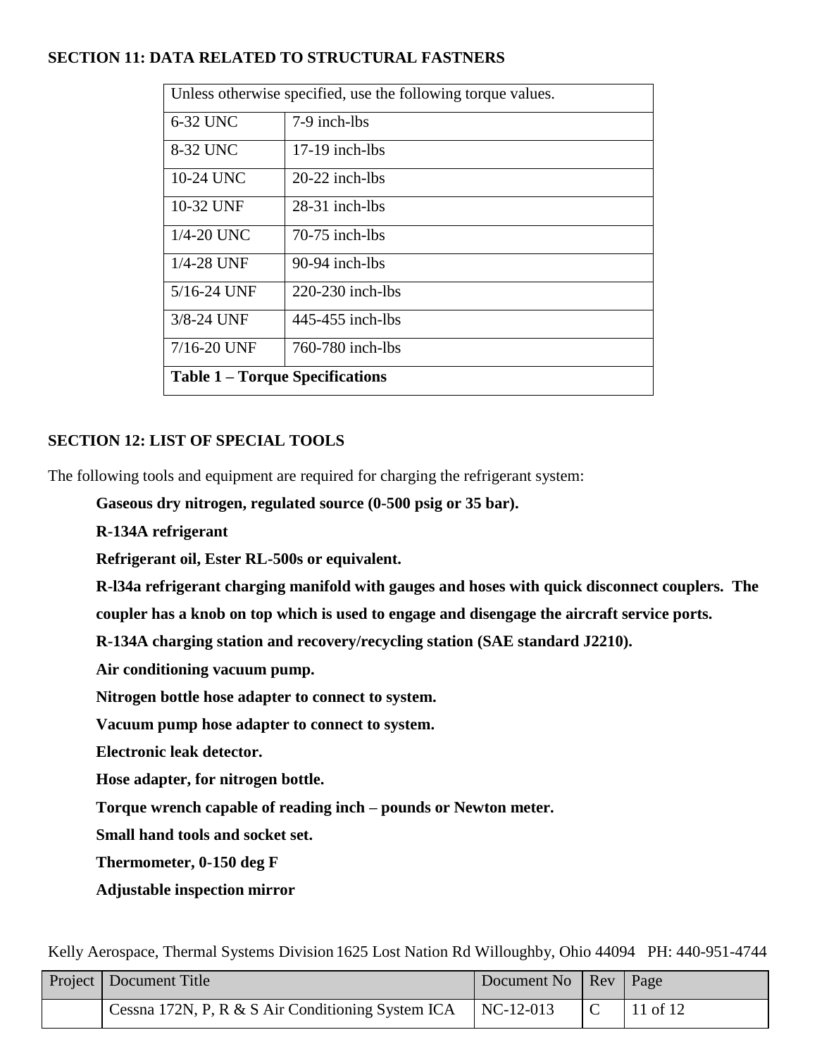## SECTION 11: DATA RELATED TO STRUCTURAL FASTNERS

| Unless otherwise specified, use the following torque values. | |
|---|---|
| 6-32 UNC | 7-9 inch-lbs |
| 8-32 UNC | 17-19 inch-lbs |
| 10-24 UNC | 20-22 inch-lbs |
| 10-32 UNF | 28-31 inch-lbs |
| 1/4-20 UNC | 70-75 inch-lbs |
| 1/4-28 UNF | 90-94 inch-lbs |
| 5/16-24 UNF | 220-230 inch-lbs |
| 3/8-24 UNF | 445-455 inch-lbs |
| 7/16-20 UNF | 760-780 inch-lbs |

**Table 1 – Torque Specifications**

## SECTION 12: LIST OF SPECIAL TOOLS

The following tools and equipment are required for charging the refrigerant system:

**Gaseous dry nitrogen, regulated source (0-500 psig or 35 bar).**

**R-134A refrigerant**

**Refrigerant oil, Ester RL-500s or equivalent.**

**R-l34a refrigerant charging manifold with gauges and hoses with quick disconnect couplers. The coupler has a knob on top which is used to engage and disengage the aircraft service ports.**

**R-134A charging station and recovery/recycling station (SAE standard J2210).**

**Air conditioning vacuum pump.**

**Nitrogen bottle hose adapter to connect to system.**

**Vacuum pump hose adapter to connect to system.**

**Electronic leak detector.**

**Hose adapter, for nitrogen bottle.**

**Torque wrench capable of reading inch – pounds or Newton meter.**

**Small hand tools and socket set.**

**Thermometer, 0-150 deg F**

**Adjustable inspection mirror**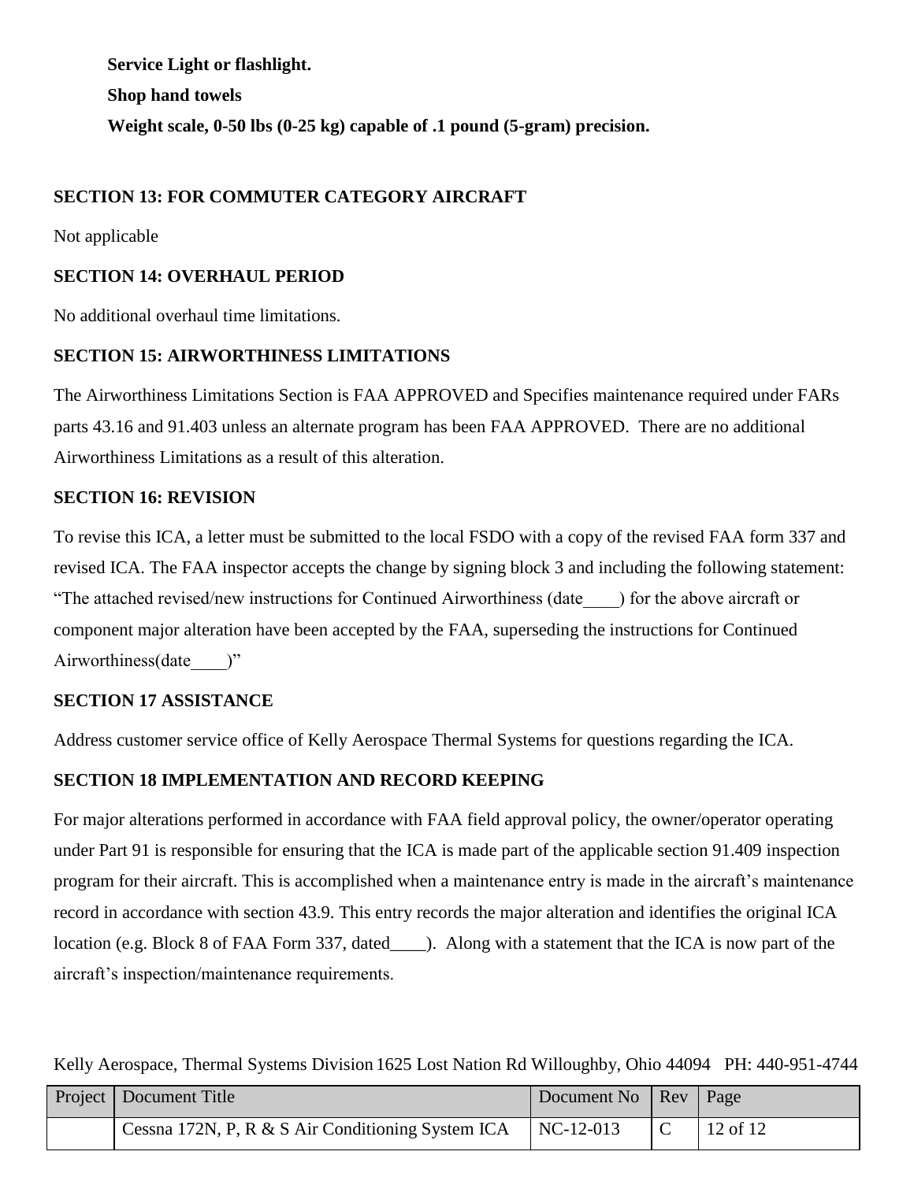**Service Light or flashlight.**

**Shop hand towels**

**Weight scale, 0-50 lbs (0-25 kg) capable of .1 pound (5-gram) precision.**

## SECTION 13: FOR COMMUTER CATEGORY AIRCRAFT

Not applicable

## SECTION 14: OVERHAUL PERIOD

No additional overhaul time limitations.

## SECTION 15: AIRWORTHINESS LIMITATIONS

The Airworthiness Limitations Section is FAA APPROVED and Specifies maintenance required under FARs parts 43.16 and 91.403 unless an alternate program has been FAA APPROVED. There are no additional Airworthiness Limitations as a result of this alteration.

## SECTION 16: REVISION

To revise this ICA, a letter must be submitted to the local FSDO with a copy of the revised FAA form 337 and revised ICA. The FAA inspector accepts the change by signing block 3 and including the following statement: "The attached revised/new instructions for Continued Airworthiness (date____) for the above aircraft or component major alteration have been accepted by the FAA, superseding the instructions for Continued Airworthiness(date____)"

## SECTION 17 ASSISTANCE

Address customer service office of Kelly Aerospace Thermal Systems for questions regarding the ICA.

## SECTION 18 IMPLEMENTATION AND RECORD KEEPING

For major alterations performed in accordance with FAA field approval policy, the owner/operator operating under Part 91 is responsible for ensuring that the ICA is made part of the applicable section 91.409 inspection program for their aircraft. This is accomplished when a maintenance entry is made in the aircraft's maintenance record in accordance with section 43.9. This entry records the major alteration and identifies the original ICA location (e.g. Block 8 of FAA Form 337, dated____). Along with a statement that the ICA is now part of the aircraft's inspection/maintenance requirements.